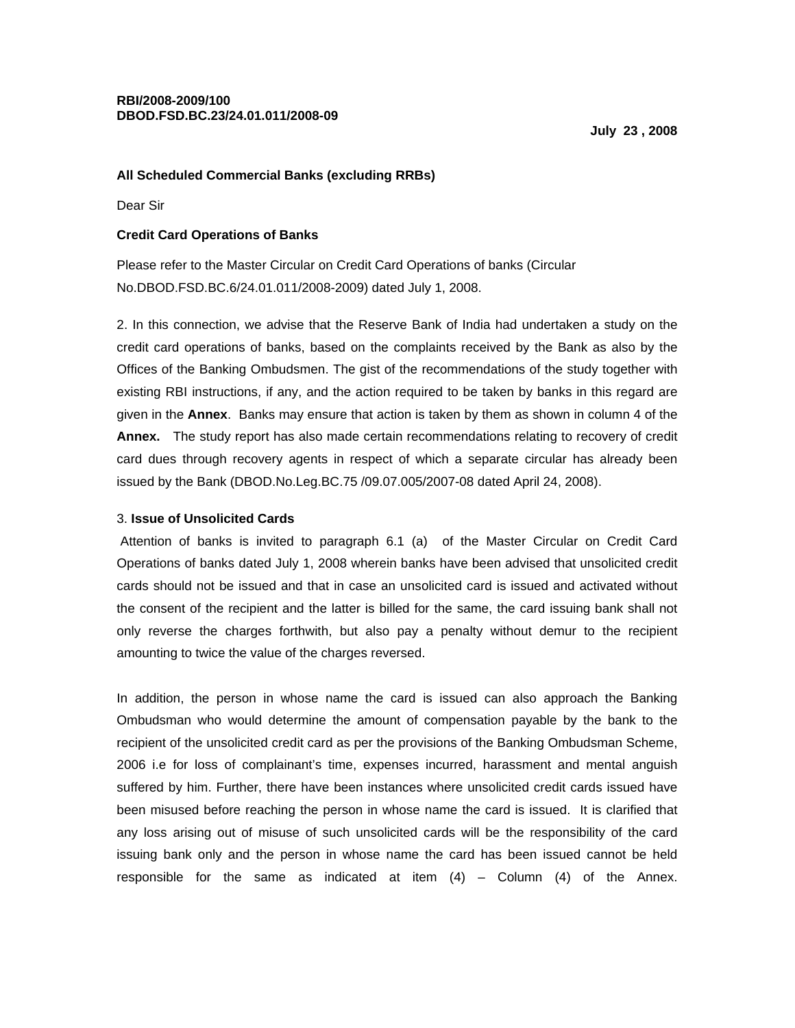**RBI/2008-2009/100**
**DBOD.FSD.BC.23/24.01.011/2008-09**

**July 23 , 2008**

**All Scheduled Commercial Banks (excluding RRBs)**

Dear Sir

**Credit Card Operations of Banks**

Please refer to the Master Circular on Credit Card Operations of banks (Circular No.DBOD.FSD.BC.6/24.01.011/2008-2009) dated July 1, 2008.

2. In this connection, we advise that the Reserve Bank of India had undertaken a study on the credit card operations of banks, based on the complaints received by the Bank as also by the Offices of the Banking Ombudsmen. The gist of the recommendations of the study together with existing RBI instructions, if any, and the action required to be taken by banks in this regard are given in the **Annex**. Banks may ensure that action is taken by them as shown in column 4 of the **Annex.** The study report has also made certain recommendations relating to recovery of credit card dues through recovery agents in respect of which a separate circular has already been issued by the Bank (DBOD.No.Leg.BC.75 /09.07.005/2007-08 dated April 24, 2008).

3. **Issue of Unsolicited Cards**

Attention of banks is invited to paragraph 6.1 (a) of the Master Circular on Credit Card Operations of banks dated July 1, 2008 wherein banks have been advised that unsolicited credit cards should not be issued and that in case an unsolicited card is issued and activated without the consent of the recipient and the latter is billed for the same, the card issuing bank shall not only reverse the charges forthwith, but also pay a penalty without demur to the recipient amounting to twice the value of the charges reversed.

In addition, the person in whose name the card is issued can also approach the Banking Ombudsman who would determine the amount of compensation payable by the bank to the recipient of the unsolicited credit card as per the provisions of the Banking Ombudsman Scheme, 2006 i.e for loss of complainant's time, expenses incurred, harassment and mental anguish suffered by him. Further, there have been instances where unsolicited credit cards issued have been misused before reaching the person in whose name the card is issued. It is clarified that any loss arising out of misuse of such unsolicited cards will be the responsibility of the card issuing bank only and the person in whose name the card has been issued cannot be held responsible for the same as indicated at item (4) – Column (4) of the Annex.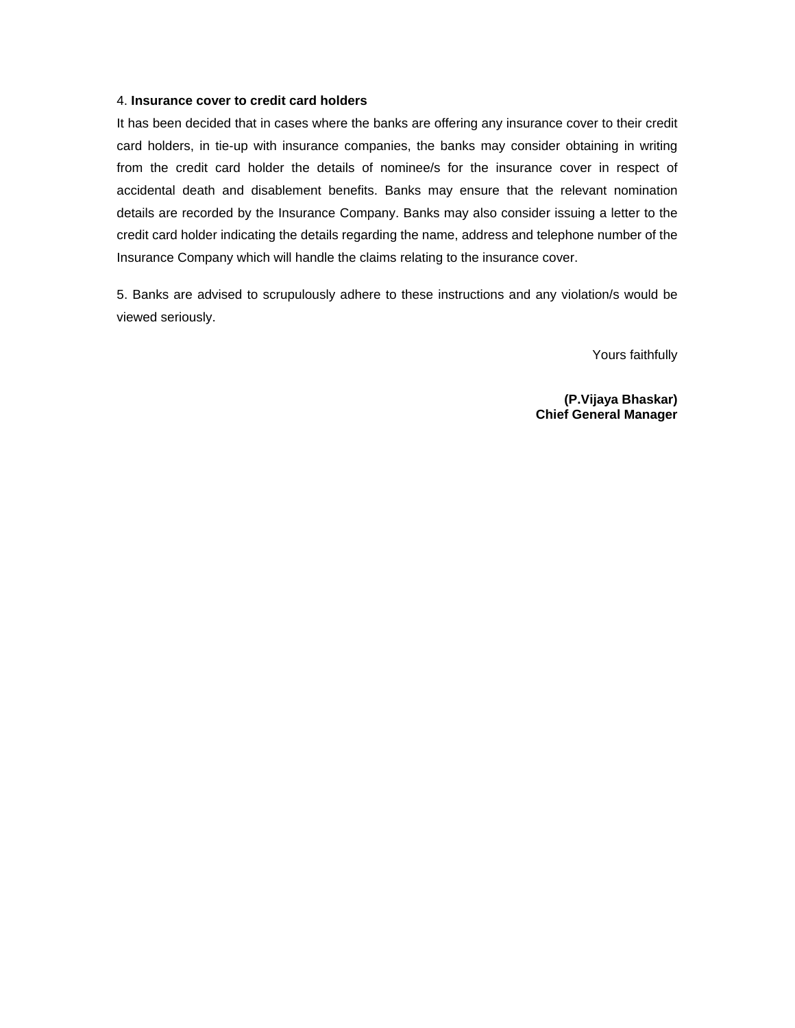4. **Insurance cover to credit card holders**

It has been decided that in cases where the banks are offering any insurance cover to their credit card holders, in tie-up with insurance companies, the banks may consider obtaining in writing from the credit card holder the details of nominee/s for the insurance cover in respect of accidental death and disablement benefits. Banks may ensure that the relevant nomination details are recorded by the Insurance Company. Banks may also consider issuing a letter to the credit card holder indicating the details regarding the name, address and telephone number of the Insurance Company which will handle the claims relating to the insurance cover.

5. Banks are advised to scrupulously adhere to these instructions and any violation/s would be viewed seriously.

Yours faithfully

**(P.Vijaya Bhaskar)**
**Chief General Manager**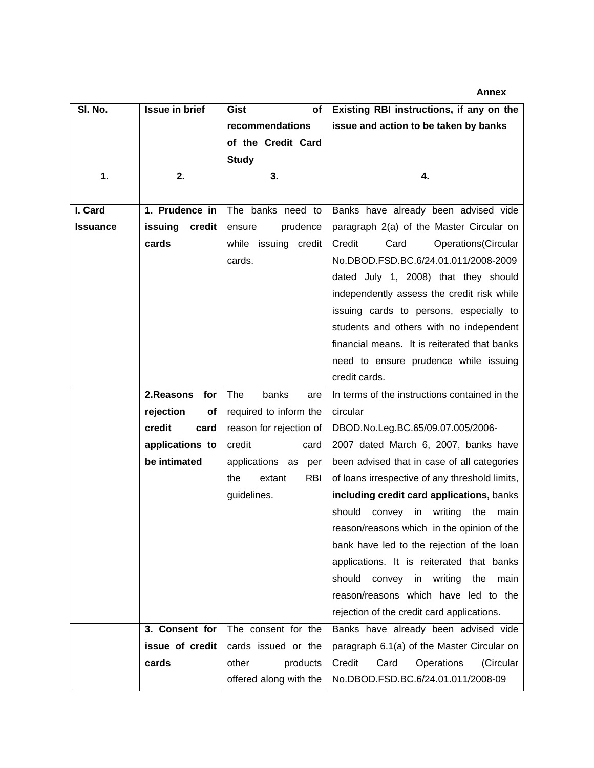**Annex**

| **Sl. No.** 1. | **Issue in brief** 2. | **Gist of recommendations of the Credit Card Study** 3. | **Existing RBI instructions, if any on the issue and action to be taken by banks** 4. |
|---|---|---|---|
| **I. Card Issuance** | **1. Prudence in issuing credit cards** | The banks need to ensure prudence while issuing credit cards. | Banks have already been advised vide paragraph 2(a) of the Master Circular on Credit Card Operations(Circular No.DBOD.FSD.BC.6/24.01.011/2008-2009 dated July 1, 2008) that they should independently assess the credit risk while issuing cards to persons, especially to students and others with no independent financial means. It is reiterated that banks need to ensure prudence while issuing credit cards. |
| | **2.Reasons for rejection of credit card applications to be intimated** | The banks are required to inform the reason for rejection of credit card applications as per the extant RBI guidelines. | In terms of the instructions contained in the circular DBOD.No.Leg.BC.65/09.07.005/2006-2007 dated March 6, 2007, banks have been advised that in case of all categories of loans irrespective of any threshold limits, **including credit card applications,** banks should convey in writing the main reason/reasons which in the opinion of the bank have led to the rejection of the loan applications. It is reiterated that banks should convey in writing the main reason/reasons which have led to the rejection of the credit card applications. |
| | **3. Consent for issue of credit cards** | The consent for the cards issued or the other products offered along with the | Banks have already been advised vide paragraph 6.1(a) of the Master Circular on Credit Card Operations (Circular No.DBOD.FSD.BC.6/24.01.011/2008-09 |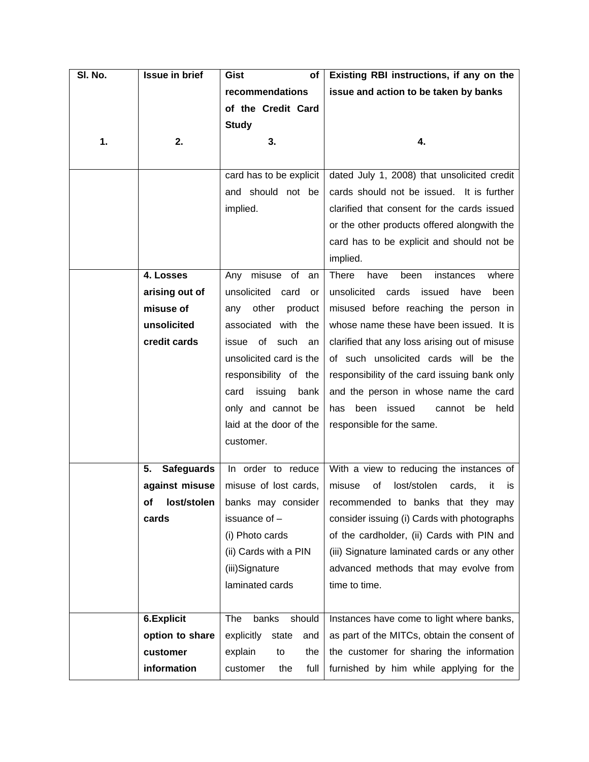| Sl. No. 1. | Issue in brief 2. | Gist of recommendations of the Credit Card Study 3. | Existing RBI instructions, if any on the issue and action to be taken by banks 4. |
|---|---|---|---|
| | | card has to be explicit and should not be implied. | dated July 1, 2008) that unsolicited credit cards should not be issued. It is further clarified that consent for the cards issued or the other products offered alongwith the card has to be explicit and should not be implied. |
| | **4. Losses arising out of misuse of unsolicited credit cards** | Any misuse of an unsolicited card or any other product associated with the issue of such an unsolicited card is the responsibility of the card issuing bank only and cannot be laid at the door of the customer. | There have been instances where unsolicited cards issued have been misused before reaching the person in whose name these have been issued. It is clarified that any loss arising out of misuse of such unsolicited cards will be the responsibility of the card issuing bank only and the person in whose name the card has been issued cannot be held responsible for the same. |
| | **5. Safeguards against misuse of lost/stolen cards** | In order to reduce misuse of lost cards, banks may consider issuance of –<br>(i) Photo cards<br>(ii) Cards with a PIN<br>(iii)Signature laminated cards | With a view to reducing the instances of misuse of lost/stolen cards, it is recommended to banks that they may consider issuing (i) Cards with photographs of the cardholder, (ii) Cards with PIN and (iii) Signature laminated cards or any other advanced methods that may evolve from time to time. |
| | **6.Explicit option to share customer information** | The banks should explicitly state and explain to the customer the full | Instances have come to light where banks, as part of the MITCs, obtain the consent of the customer for sharing the information furnished by him while applying for the |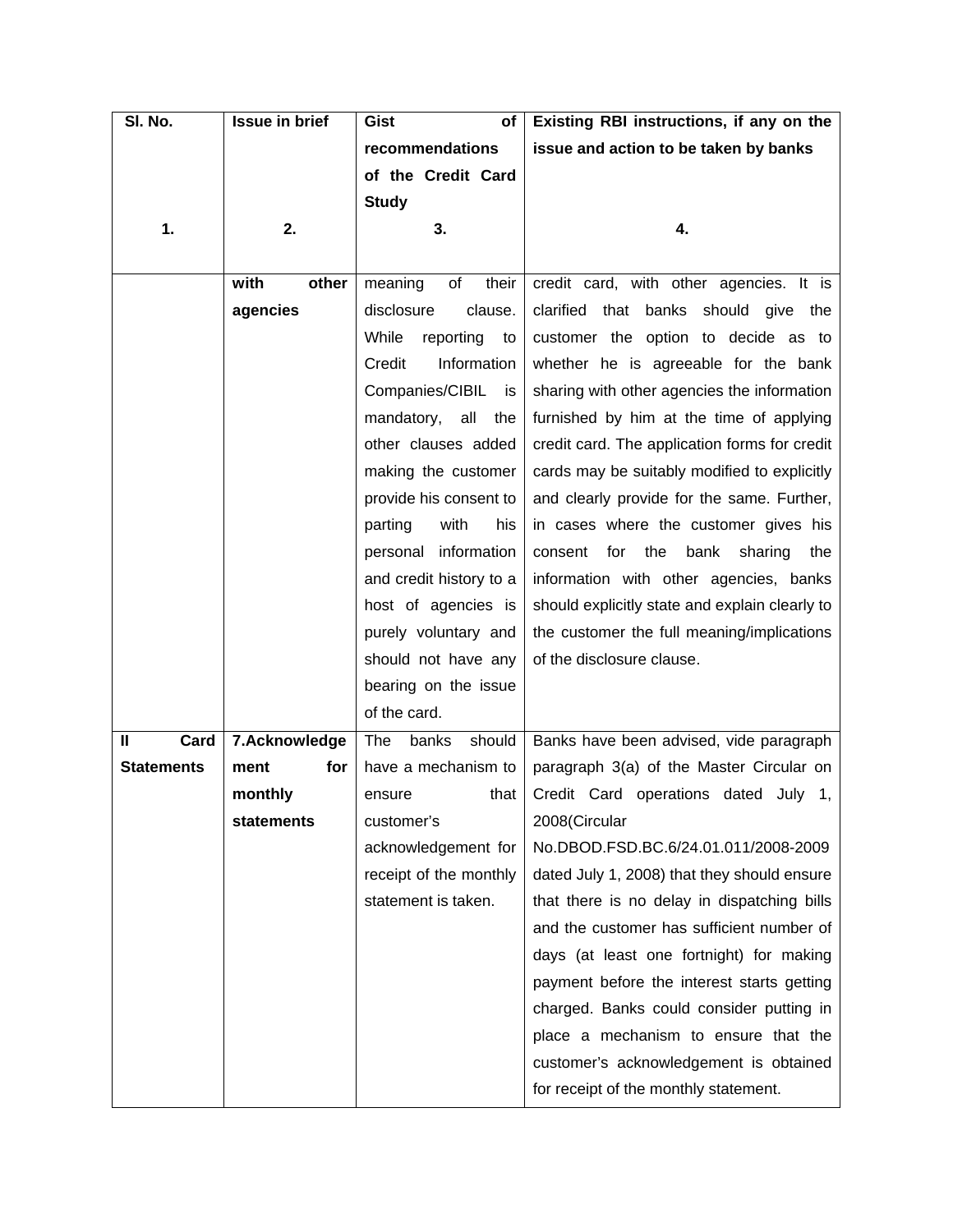| Sl. No. 1. | Issue in brief 2. | Gist of recommendations of the Credit Card Study 3. | Existing RBI instructions, if any on the issue and action to be taken by banks 4. |
|---|---|---|---|
| | **with other agencies** | meaning of their disclosure clause. While reporting to Credit Information Companies/CIBIL is mandatory, all the other clauses added making the customer provide his consent to parting with his personal information and credit history to a host of agencies is purely voluntary and should not have any bearing on the issue of the card. | credit card, with other agencies. It is clarified that banks should give the customer the option to decide as to whether he is agreeable for the bank sharing with other agencies the information furnished by him at the time of applying credit card. The application forms for credit cards may be suitably modified to explicitly and clearly provide for the same. Further, in cases where the customer gives his consent for the bank sharing the information with other agencies, banks should explicitly state and explain clearly to the customer the full meaning/implications of the disclosure clause. |
| **II Card Statements** | **7.Acknowledgement for monthly statements** | The banks should have a mechanism to ensure that customer's acknowledgement for receipt of the monthly statement is taken. | Banks have been advised, vide paragraph paragraph 3(a) of the Master Circular on Credit Card operations dated July 1, 2008(Circular No.DBOD.FSD.BC.6/24.01.011/2008-2009 dated July 1, 2008) that they should ensure that there is no delay in dispatching bills and the customer has sufficient number of days (at least one fortnight) for making payment before the interest starts getting charged. Banks could consider putting in place a mechanism to ensure that the customer's acknowledgement is obtained for receipt of the monthly statement. |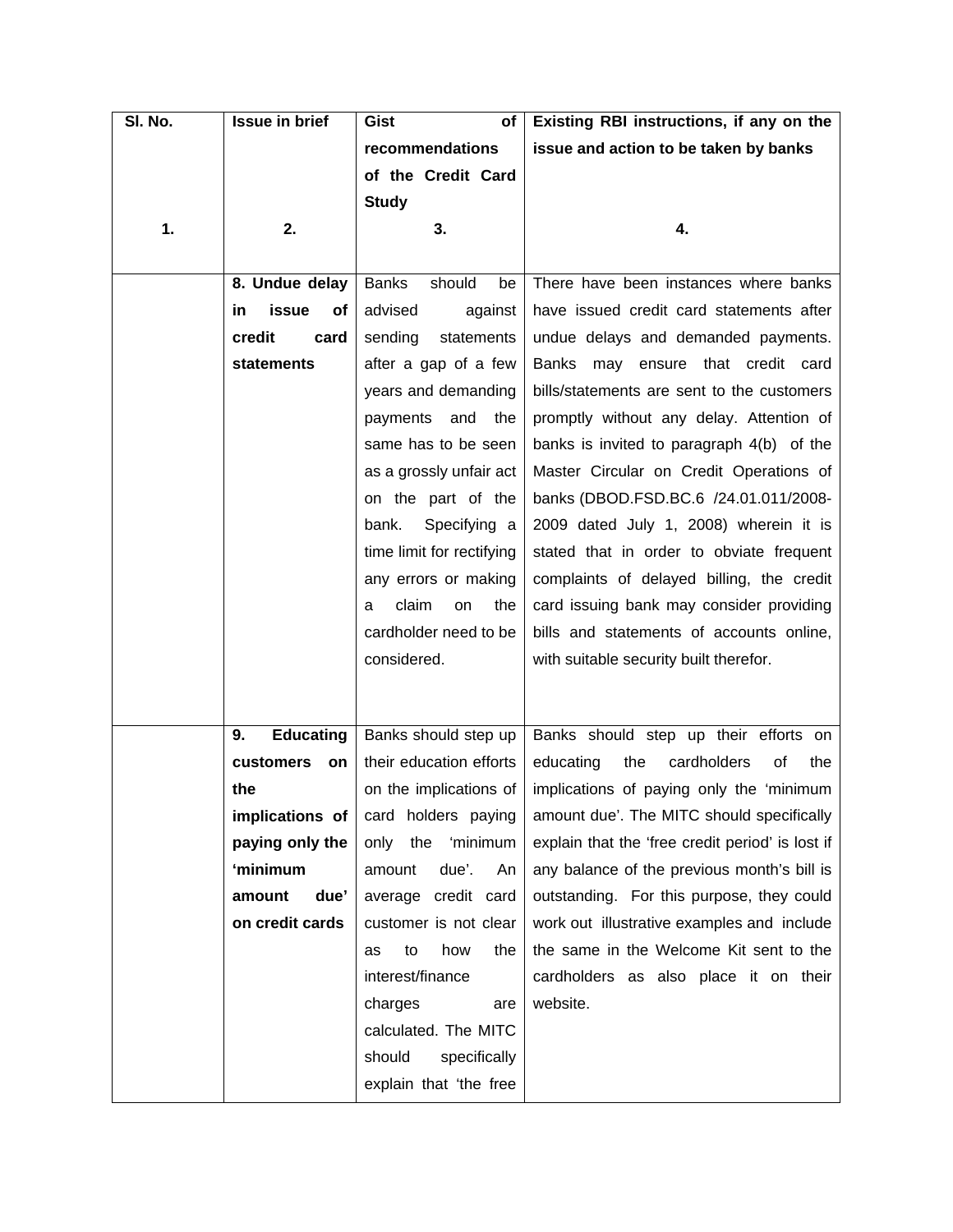| Sl. No.<br><br>1. | Issue in brief<br><br>2. | Gist of recommendations of the Credit Card Study<br>3. | Existing RBI instructions, if any on the issue and action to be taken by banks<br><br>4. |
|---|---|---|---|
| | **8. Undue delay in issue of credit card statements** | Banks should be advised against sending statements after a gap of a few years and demanding payments and the same has to be seen as a grossly unfair act on the part of the bank. Specifying a time limit for rectifying any errors or making a claim on the cardholder need to be considered. | There have been instances where banks have issued credit card statements after undue delays and demanded payments. Banks may ensure that credit card bills/statements are sent to the customers promptly without any delay. Attention of banks is invited to paragraph 4(b) of the Master Circular on Credit Operations of banks (DBOD.FSD.BC.6 /24.01.011/2008-2009 dated July 1, 2008) wherein it is stated that in order to obviate frequent complaints of delayed billing, the credit card issuing bank may consider providing bills and statements of accounts online, with suitable security built therefor. |
| | **9. Educating customers on the implications of paying only the 'minimum amount due' on credit cards** | Banks should step up their education efforts on the implications of card holders paying only the 'minimum amount due'. An average credit card customer is not clear as to how the interest/finance charges are calculated. The MITC should specifically explain that 'the free | Banks should step up their efforts on educating the cardholders of the implications of paying only the 'minimum amount due'. The MITC should specifically explain that the 'free credit period' is lost if any balance of the previous month's bill is outstanding. For this purpose, they could work out illustrative examples and include the same in the Welcome Kit sent to the cardholders as also place it on their website. |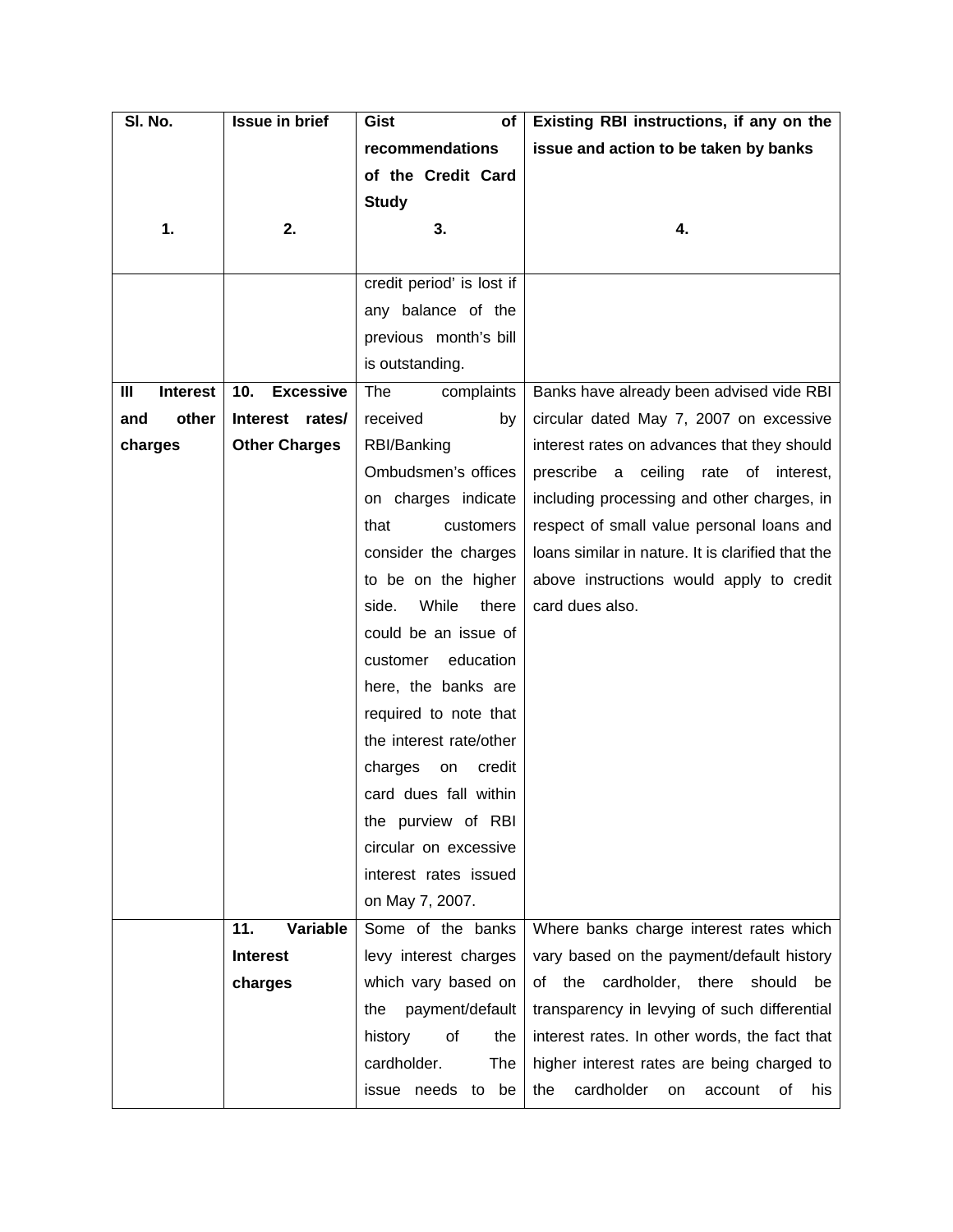| Sl. No.<br><br>1. | Issue in brief<br><br>2. | Gist of recommendations of the Credit Card Study<br><br>3. | Existing RBI instructions, if any on the issue and action to be taken by banks<br><br>4. |
|---|---|---|---|
| | | credit period' is lost if any balance of the previous month's bill is outstanding. | |
| **III Interest and other charges** | **10. Excessive Interest rates/ Other Charges** | The complaints received by RBI/Banking Ombudsmen's offices on charges indicate that customers consider the charges to be on the higher side. While there could be an issue of customer education here, the banks are required to note that the interest rate/other charges on credit card dues fall within the purview of RBI circular on excessive interest rates issued on May 7, 2007. | Banks have already been advised vide RBI circular dated May 7, 2007 on excessive interest rates on advances that they should prescribe a ceiling rate of interest, including processing and other charges, in respect of small value personal loans and loans similar in nature. It is clarified that the above instructions would apply to credit card dues also. |
| | **11. Variable Interest charges** | Some of the banks levy interest charges which vary based on the payment/default history of the cardholder. The issue needs to be | Where banks charge interest rates which vary based on the payment/default history of the cardholder, there should be transparency in levying of such differential interest rates. In other words, the fact that higher interest rates are being charged to the cardholder on account of his |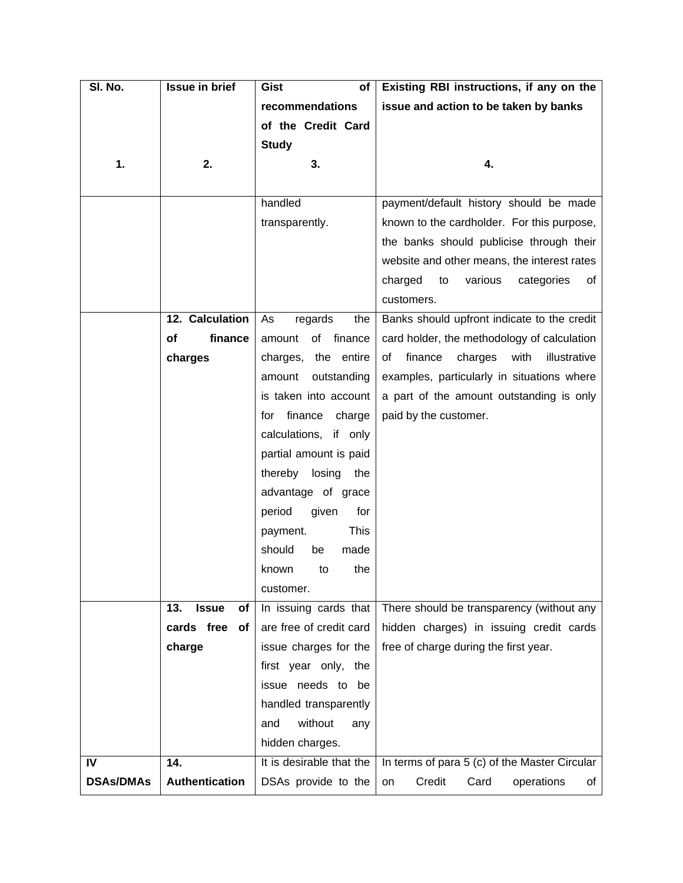| Sl. No.<br><br>1. | Issue in brief<br><br>2. | Gist of recommendations of the Credit Card Study<br>3. | Existing RBI instructions, if any on the issue and action to be taken by banks<br>4. |
|---|---|---|---|
| | | handled transparently. | payment/default history should be made known to the cardholder. For this purpose, the banks should publicise through their website and other means, the interest rates charged to various categories of customers. |
| | **12. Calculation of finance charges** | As regards the amount of finance charges, the entire amount outstanding is taken into account for finance charge calculations, if only partial amount is paid thereby losing the advantage of grace period given for payment. This should be made known to the customer. | Banks should upfront indicate to the credit card holder, the methodology of calculation of finance charges with illustrative examples, particularly in situations where a part of the amount outstanding is only paid by the customer. |
| | **13. Issue of cards free of charge** | In issuing cards that are free of credit card issue charges for the first year only, the issue needs to be handled transparently and without any hidden charges. | There should be transparency (without any hidden charges) in issuing credit cards free of charge during the first year. |
| **IV DSAs/DMAs** | **14. Authentication** | It is desirable that the DSAs provide to the | In terms of para 5 (c) of the Master Circular on Credit Card operations of |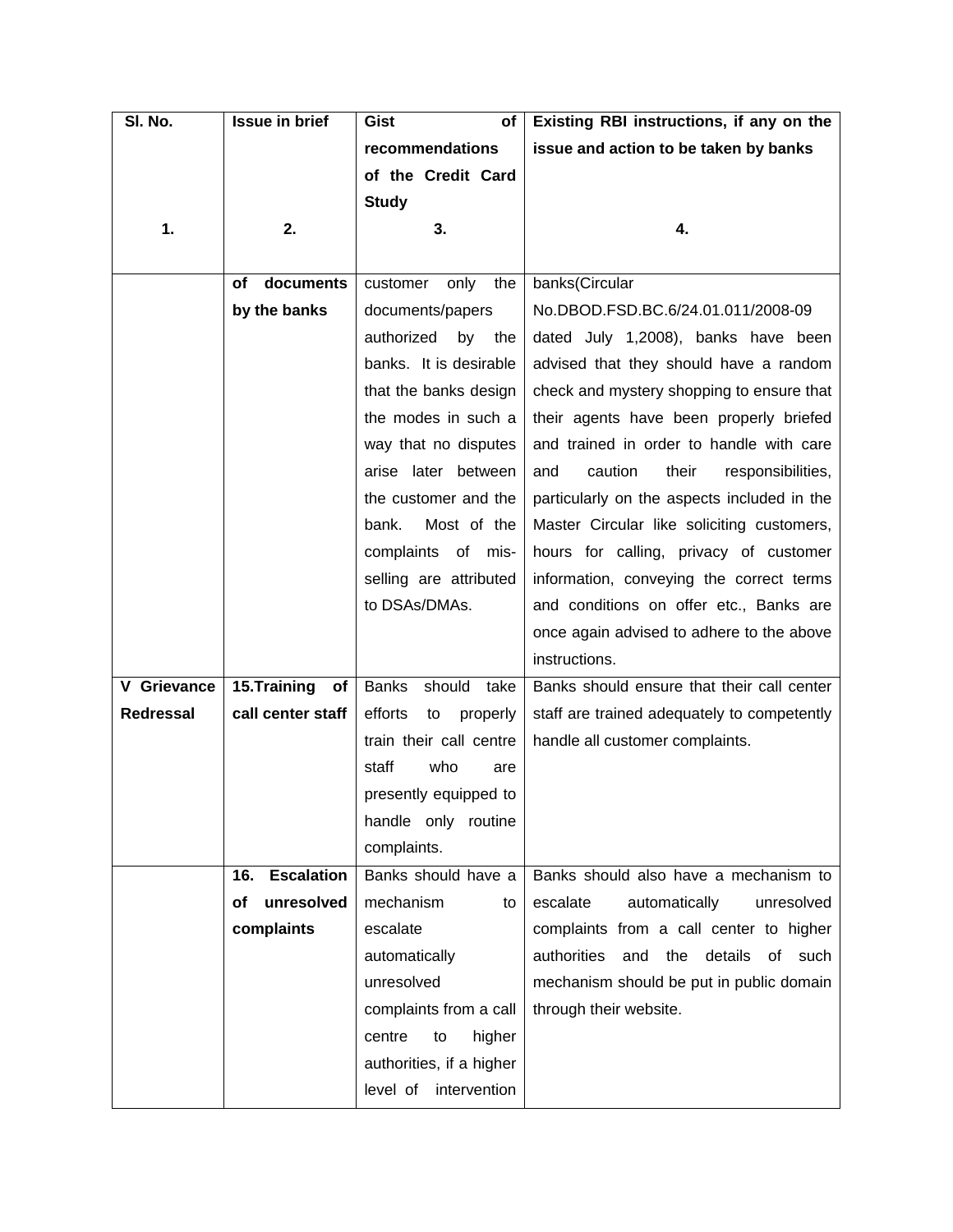| Sl. No.<br><br>1. | Issue in brief<br><br>2. | Gist of recommendations of the Credit Card Study<br><br>3. | Existing RBI instructions, if any on the issue and action to be taken by banks<br><br>4. |
|---|---|---|---|
| | of documents by the banks | customer only the documents/papers authorized by the banks. It is desirable that the banks design the modes in such a way that no disputes arise later between the customer and the bank. Most of the complaints of mis-selling are attributed to DSAs/DMAs. | banks(Circular No.DBOD.FSD.BC.6/24.01.011/2008-09 dated July 1,2008), banks have been advised that they should have a random check and mystery shopping to ensure that their agents have been properly briefed and trained in order to handle with care and caution their responsibilities, particularly on the aspects included in the Master Circular like soliciting customers, hours for calling, privacy of customer information, conveying the correct terms and conditions on offer etc., Banks are once again advised to adhere to the above instructions. |
| **V Grievance Redressal** | **15.Training of call center staff** | Banks should take efforts to properly train their call centre staff who are presently equipped to handle only routine complaints. | Banks should ensure that their call center staff are trained adequately to competently handle all customer complaints. |
| | **16. Escalation of unresolved complaints** | Banks should have a mechanism to escalate automatically unresolved complaints from a call centre to higher authorities, if a higher level of intervention | Banks should also have a mechanism to escalate automatically unresolved complaints from a call center to higher authorities and the details of such mechanism should be put in public domain through their website. |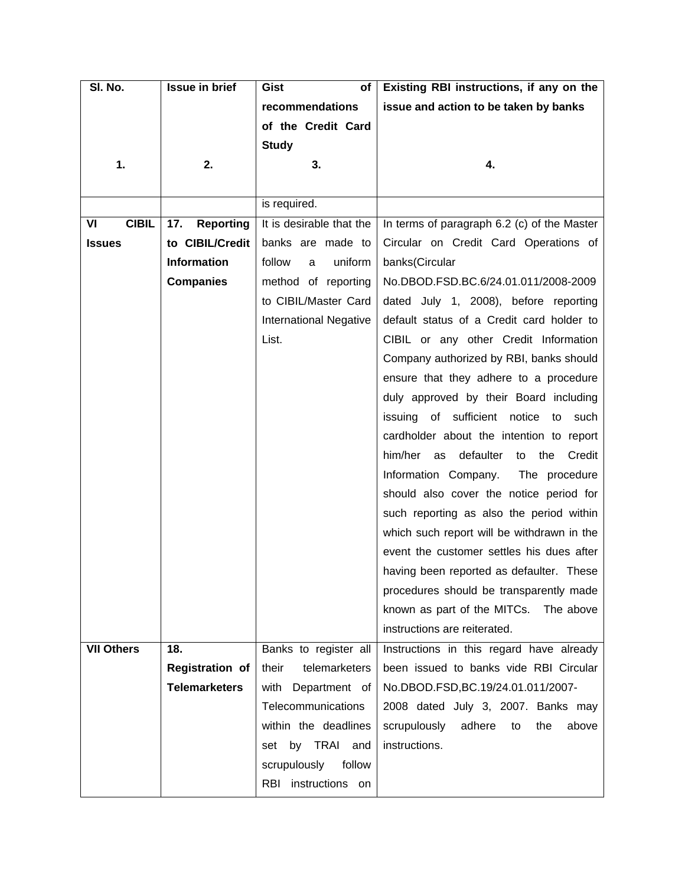| Sl. No.<br><br><br><br>1. | Issue in brief<br><br><br><br>2. | Gist of recommendations of the Credit Card Study<br><br>3. | Existing RBI instructions, if any on the issue and action to be taken by banks<br><br><br>4. |
|---|---|---|---|
| | | is required. | |
| **VI CIBIL Issues** | **17. Reporting to CIBIL/Credit Information Companies** | It is desirable that the banks are made to follow a uniform method of reporting to CIBIL/Master Card International Negative List. | In terms of paragraph 6.2 (c) of the Master Circular on Credit Card Operations of banks(Circular No.DBOD.FSD.BC.6/24.01.011/2008-2009 dated July 1, 2008), before reporting default status of a Credit card holder to CIBIL or any other Credit Information Company authorized by RBI, banks should ensure that they adhere to a procedure duly approved by their Board including issuing of sufficient notice to such cardholder about the intention to report him/her as defaulter to the Credit Information Company. The procedure should also cover the notice period for such reporting as also the period within which such report will be withdrawn in the event the customer settles his dues after having been reported as defaulter. These procedures should be transparently made known as part of the MITCs. The above instructions are reiterated. |
| **VII Others** | **18. Registration of Telemarketers** | Banks to register all their telemarketers with Department of Telecommunications within the deadlines set by TRAI and scrupulously follow RBI instructions on | Instructions in this regard have already been issued to banks vide RBI Circular No.DBOD.FSD,BC.19/24.01.011/2007-2008 dated July 3, 2007. Banks may scrupulously adhere to the above instructions. |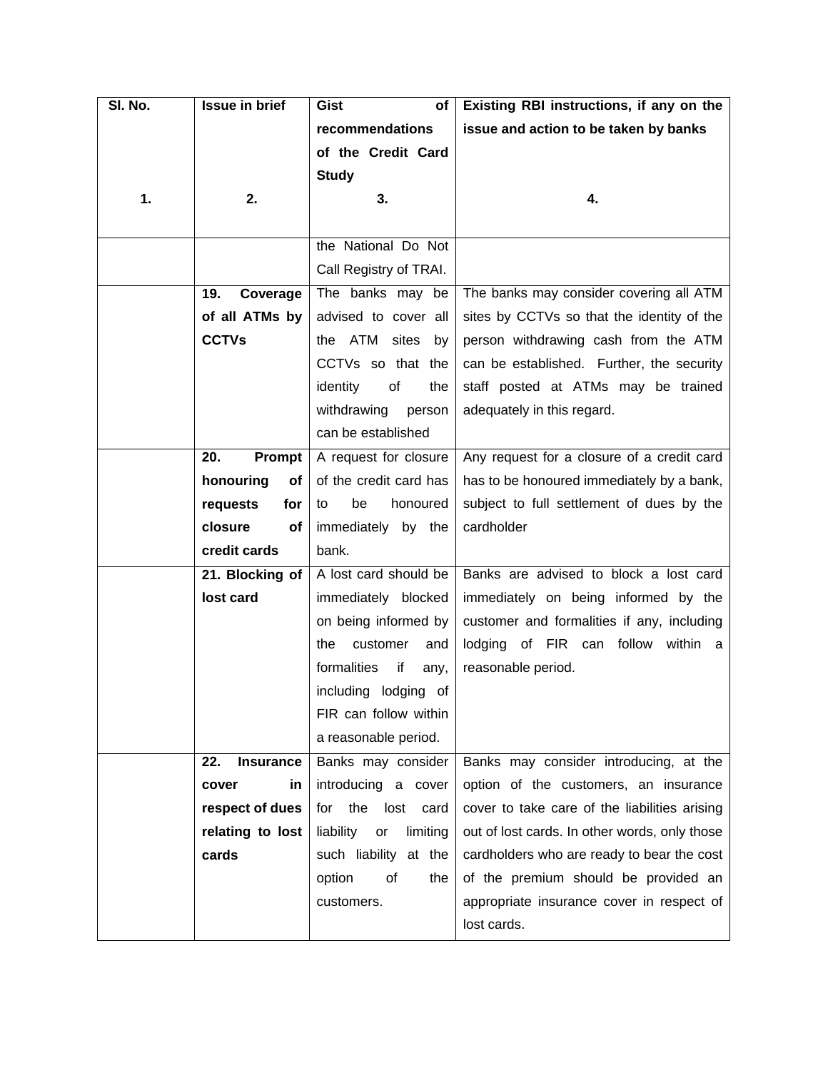| Sl. No.<br><br>1. | Issue in brief<br><br>2. | Gist of recommendations of the Credit Card Study<br>3. | Existing RBI instructions, if any on the issue and action to be taken by banks<br><br>4. |
|---|---|---|---|
| | | the National Do Not Call Registry of TRAI. | |
| | **19. Coverage of all ATMs by CCTVs** | The banks may be advised to cover all the ATM sites by CCTVs so that the identity of the withdrawing person can be established | The banks may consider covering all ATM sites by CCTVs so that the identity of the person withdrawing cash from the ATM can be established. Further, the security staff posted at ATMs may be trained adequately in this regard. |
| | **20. Prompt honouring of requests for closure of credit cards** | A request for closure of the credit card has to be honoured immediately by the bank. | Any request for a closure of a credit card has to be honoured immediately by a bank, subject to full settlement of dues by the cardholder |
| | **21. Blocking of lost card** | A lost card should be immediately blocked on being informed by the customer and formalities if any, including lodging of FIR can follow within a reasonable period. | Banks are advised to block a lost card immediately on being informed by the customer and formalities if any, including lodging of FIR can follow within a reasonable period. |
| | **22. Insurance cover in respect of dues relating to lost cards** | Banks may consider introducing a cover for the lost card liability or limiting such liability at the option of the customers. | Banks may consider introducing, at the option of the customers, an insurance cover to take care of the liabilities arising out of lost cards. In other words, only those cardholders who are ready to bear the cost of the premium should be provided an appropriate insurance cover in respect of lost cards. |